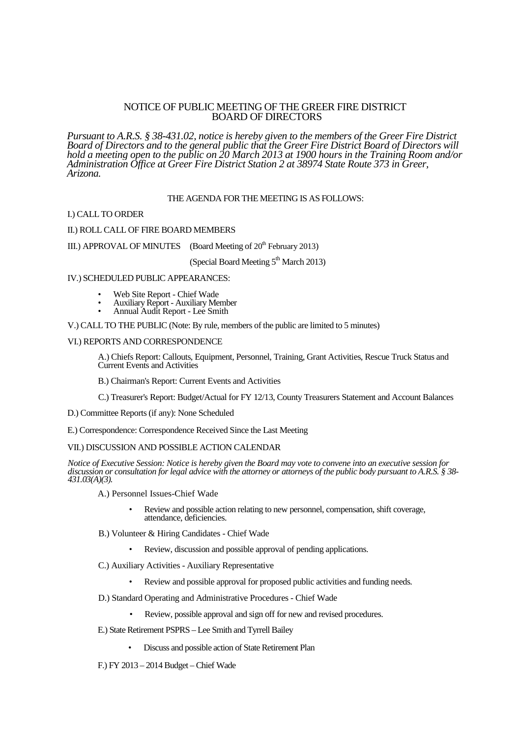# NOTICE OF PUBLIC MEETING OF THE GREER FIRE DISTRICT BOARD OF DIRECTORS

*Pursuant to A.R.S. § 38-431.02, notice is hereby given to the members of the Greer Fire District Board of Directors and to the general public that the Greer Fire District Board of Directors will hold a meeting open to the public on 20 March 2013 at 1900 hours in the Training Room and/or Administration Office at Greer Fire District Station 2 at 38974 State Route 373 in Greer, Arizona.*

THE AGENDA FOR THE MEETING IS AS FOLLOWS:

I.) CALL TO ORDER

II.) ROLL CALL OF FIRE BOARD MEMBERS

III.) APPROVAL OF MINUTES (Board Meeting of 20th February 2013)

(Special Board Meeting 5th March 2013)

IV.) SCHEDULED PUBLIC APPEARANCES:

- Web Site Report - Chief Wade
- Auxiliary Report - Auxiliary Member
- Annual Audit Report - Lee Smith

V.) CALL TO THE PUBLIC (Note: By rule, members of the public are limited to 5 minutes)

VI.) REPORTS AND CORRESPONDENCE

A.) Chiefs Report: Callouts, Equipment, Personnel, Training, Grant Activities, Rescue Truck Status and Current Events and Activities

B.) Chairman's Report: Current Events and Activities

C.) Treasurer's Report: Budget/Actual for FY 12/13, County Treasurers Statement and Account Balances

D.) Committee Reports (if any): None Scheduled

E.) Correspondence: Correspondence Received Since the Last Meeting

VII.) DISCUSSION AND POSSIBLE ACTION CALENDAR

*Notice of Executive Session: Notice is hereby given the Board may vote to convene into an executive session for discussion or consultation for legal advice with the attorney or attorneys of the public body pursuant to A.R.S. § 38-431.03(A)(3).*

A.) Personnel Issues-Chief Wade

- Review and possible action relating to new personnel, compensation, shift coverage, attendance, deficiencies.

B.) Volunteer & Hiring Candidates - Chief Wade

- Review, discussion and possible approval of pending applications.

C.) Auxiliary Activities - Auxiliary Representative

- Review and possible approval for proposed public activities and funding needs.

D.) Standard Operating and Administrative Procedures - Chief Wade

- Review, possible approval and sign off for new and revised procedures.

E.) State Retirement PSPRS – Lee Smith and Tyrrell Bailey

- Discuss and possible action of State Retirement Plan

F.) FY 2013 – 2014 Budget – Chief Wade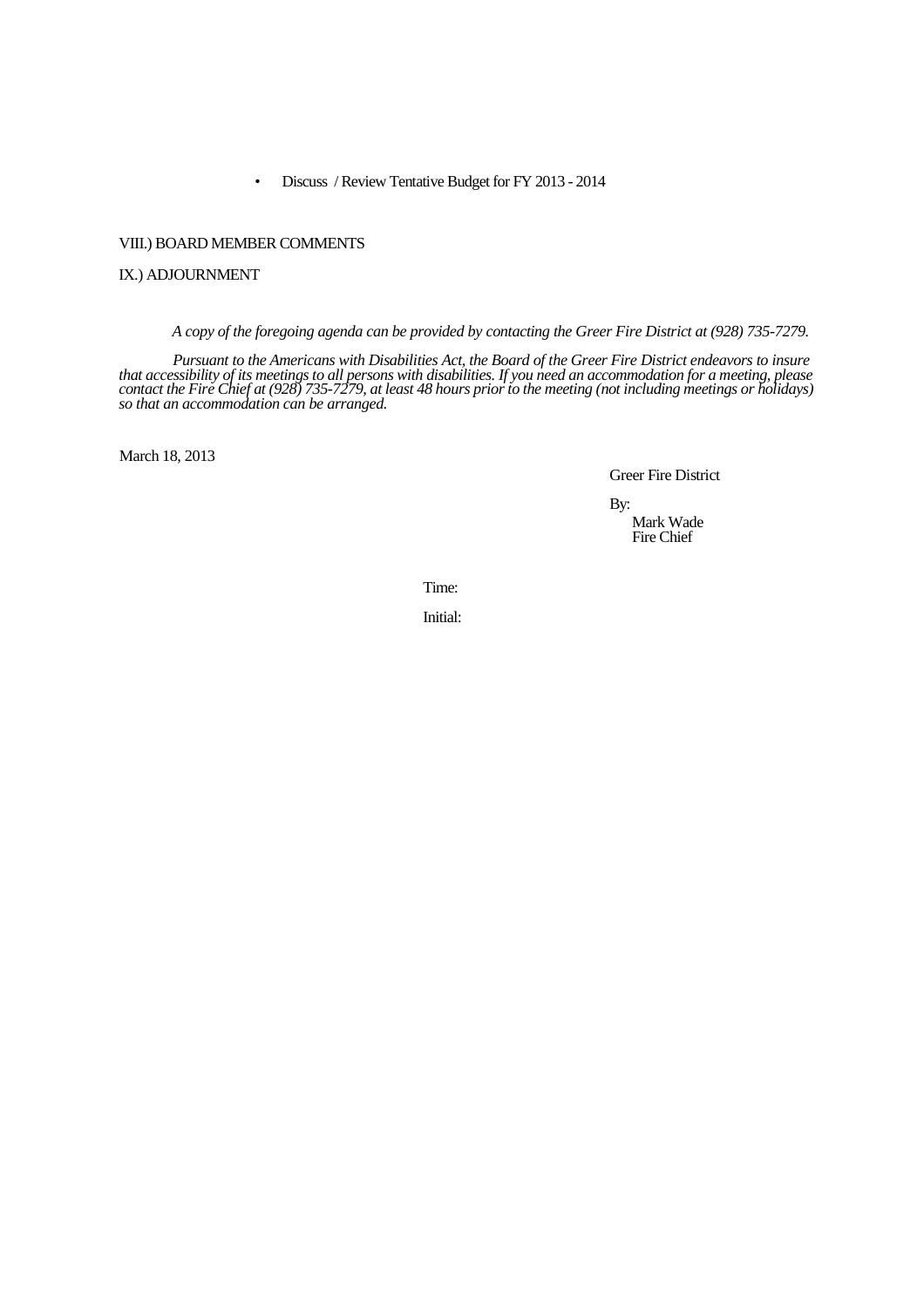- Discuss / Review Tentative Budget for FY 2013 - 2014

VIII.) BOARD MEMBER COMMENTS

IX.) ADJOURNMENT

*A copy of the foregoing agenda can be provided by contacting the Greer Fire District at (928) 735-7279.*

*Pursuant to the Americans with Disabilities Act, the Board of the Greer Fire District endeavors to insure that accessibility of its meetings to all persons with disabilities. If you need an accommodation for a meeting, please contact the Fire Chief at (928) 735-7279, at least 48 hours prior to the meeting (not including meetings or holidays) so that an accommodation can be arranged.*

March 18, 2013

Greer Fire District

By:
Mark Wade
Fire Chief

Time:

Initial: